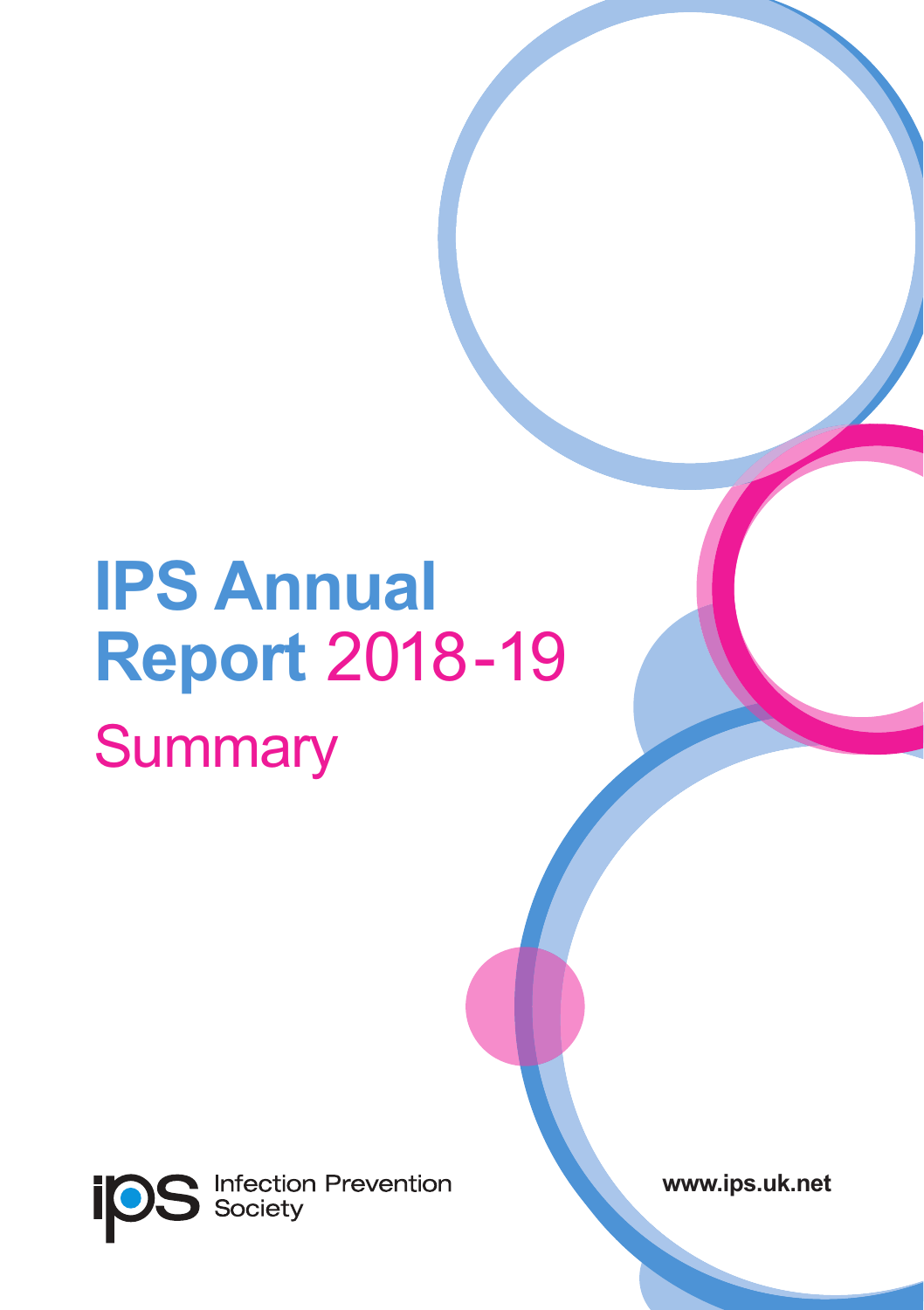# IPS Annual Report 2018-19

## Summary

Infection Prevention Society

www.ips.uk.net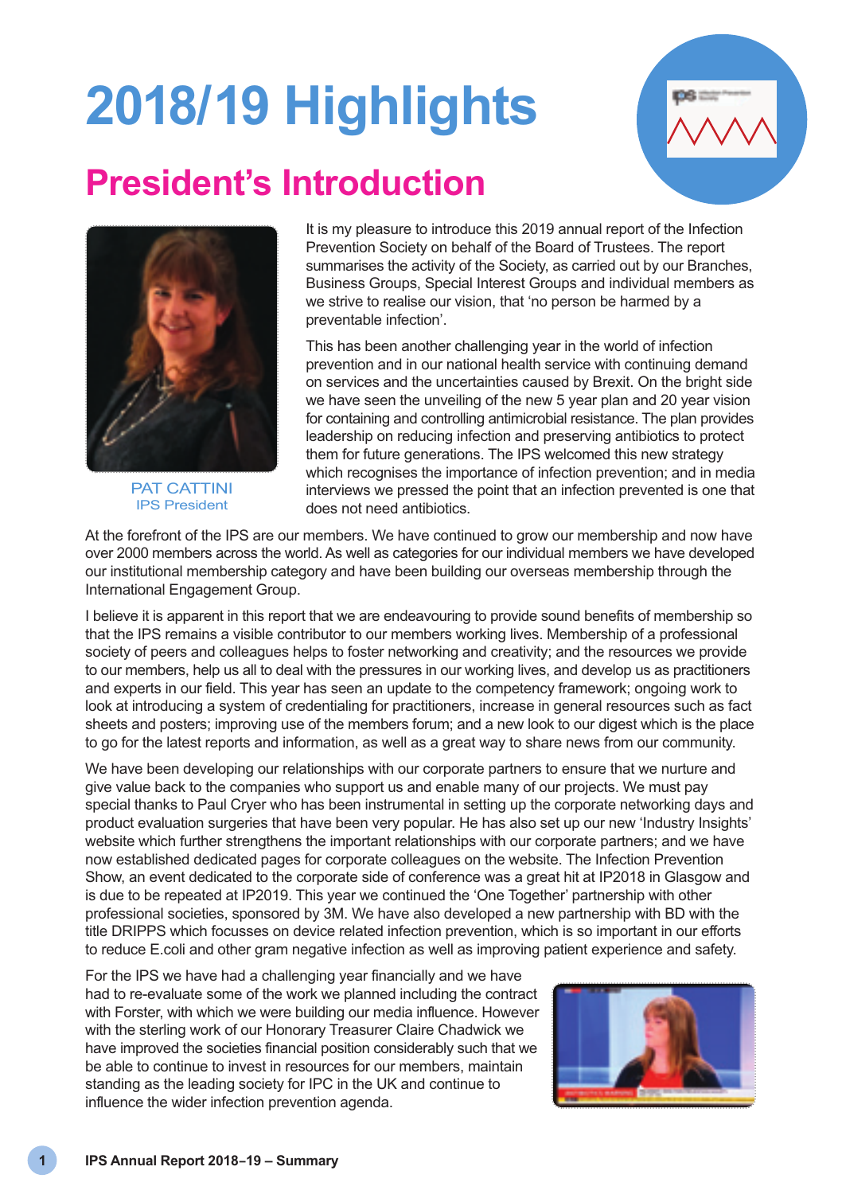# 2018/19 Highlights

## President's Introduction

PAT CATTINI
IPS President

It is my pleasure to introduce this 2019 annual report of the Infection Prevention Society on behalf of the Board of Trustees. The report summarises the activity of the Society, as carried out by our Branches, Business Groups, Special Interest Groups and individual members as we strive to realise our vision, that 'no person be harmed by a preventable infection'.

This has been another challenging year in the world of infection prevention and in our national health service with continuing demand on services and the uncertainties caused by Brexit. On the bright side we have seen the unveiling of the new 5 year plan and 20 year vision for containing and controlling antimicrobial resistance. The plan provides leadership on reducing infection and preserving antibiotics to protect them for future generations. The IPS welcomed this new strategy which recognises the importance of infection prevention; and in media interviews we pressed the point that an infection prevented is one that does not need antibiotics.

At the forefront of the IPS are our members. We have continued to grow our membership and now have over 2000 members across the world. As well as categories for our individual members we have developed our institutional membership category and have been building our overseas membership through the International Engagement Group.

I believe it is apparent in this report that we are endeavouring to provide sound benefits of membership so that the IPS remains a visible contributor to our members working lives. Membership of a professional society of peers and colleagues helps to foster networking and creativity; and the resources we provide to our members, help us all to deal with the pressures in our working lives, and develop us as practitioners and experts in our field. This year has seen an update to the competency framework; ongoing work to look at introducing a system of credentialing for practitioners, increase in general resources such as fact sheets and posters; improving use of the members forum; and a new look to our digest which is the place to go for the latest reports and information, as well as a great way to share news from our community.

We have been developing our relationships with our corporate partners to ensure that we nurture and give value back to the companies who support us and enable many of our projects. We must pay special thanks to Paul Cryer who has been instrumental in setting up the corporate networking days and product evaluation surgeries that have been very popular. He has also set up our new 'Industry Insights' website which further strengthens the important relationships with our corporate partners; and we have now established dedicated pages for corporate colleagues on the website. The Infection Prevention Show, an event dedicated to the corporate side of conference was a great hit at IP2018 in Glasgow and is due to be repeated at IP2019. This year we continued the 'One Together' partnership with other professional societies, sponsored by 3M. We have also developed a new partnership with BD with the title DRIPPS which focusses on device related infection prevention, which is so important in our efforts to reduce E.coli and other gram negative infection as well as improving patient experience and safety.

For the IPS we have had a challenging year financially and we have had to re-evaluate some of the work we planned including the contract with Forster, with which we were building our media influence. However with the sterling work of our Honorary Treasurer Claire Chadwick we have improved the societies financial position considerably such that we be able to continue to invest in resources for our members, maintain standing as the leading society for IPC in the UK and continue to influence the wider infection prevention agenda.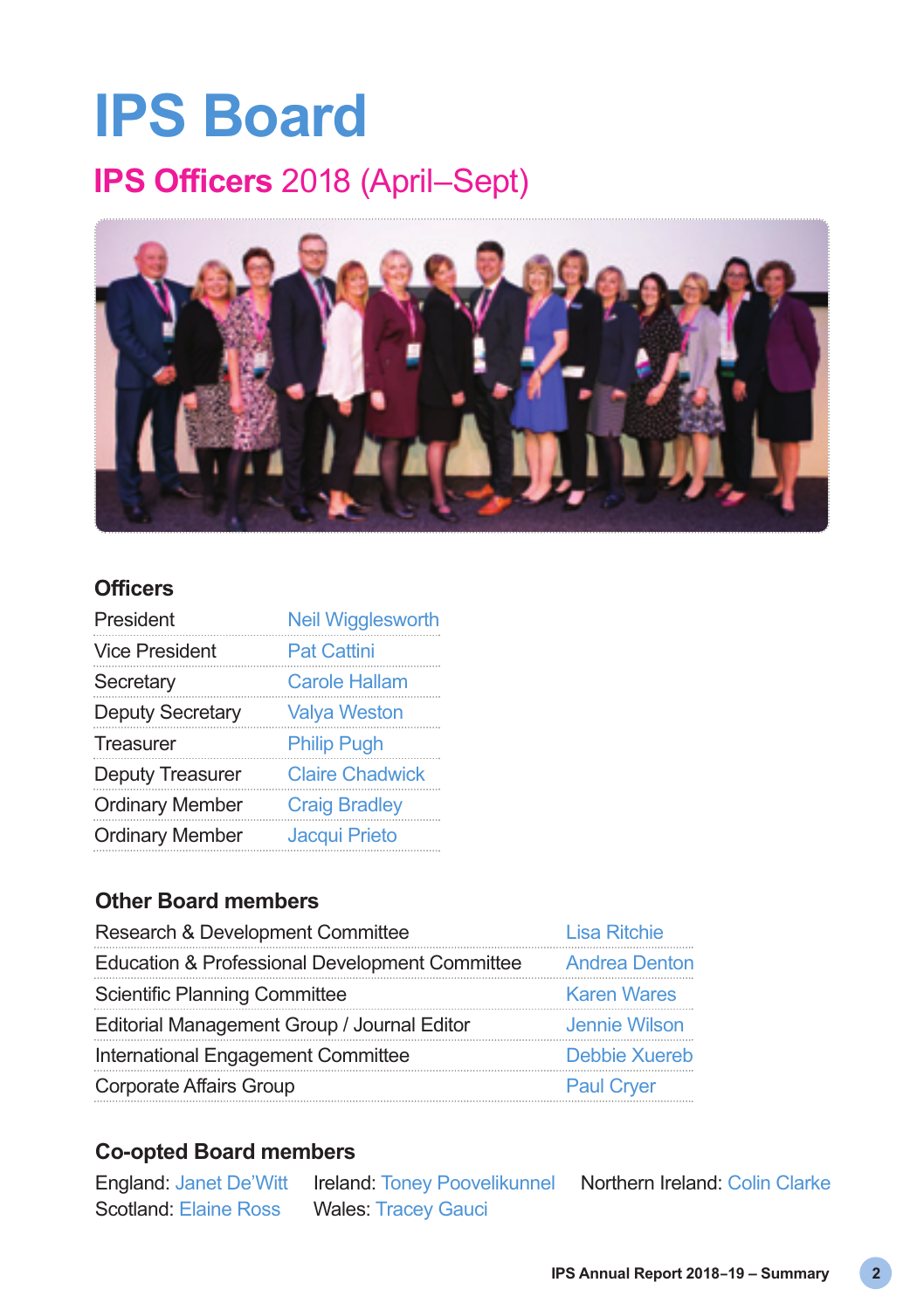# IPS Board

## IPS Officers 2018 (April–Sept)

### Officers

| | |
|---|---|
| President | Neil Wigglesworth |
| Vice President | Pat Cattini |
| Secretary | Carole Hallam |
| Deputy Secretary | Valya Weston |
| Treasurer | Philip Pugh |
| Deputy Treasurer | Claire Chadwick |
| Ordinary Member | Craig Bradley |
| Ordinary Member | Jacqui Prieto |

### Other Board members

| | |
|---|---|
| Research & Development Committee | Lisa Ritchie |
| Education & Professional Development Committee | Andrea Denton |
| Scientific Planning Committee | Karen Wares |
| Editorial Management Group / Journal Editor | Jennie Wilson |
| International Engagement Committee | Debbie Xuereb |
| Corporate Affairs Group | Paul Cryer |

### Co-opted Board members

England: Janet De'Witt
Scotland: Elaine Ross
Ireland: Toney Poovelikunnel
Wales: Tracey Gauci
Northern Ireland: Colin Clarke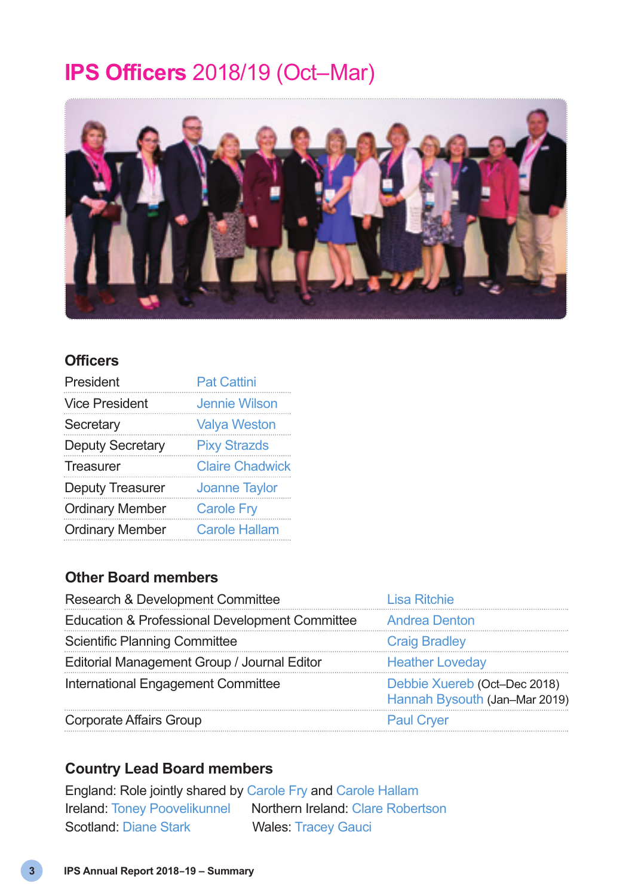# IPS Officers 2018/19 (Oct–Mar)

## Officers

| | |
|---|---|
| President | Pat Cattini |
| Vice President | Jennie Wilson |
| Secretary | Valya Weston |
| Deputy Secretary | Pixy Strazds |
| Treasurer | Claire Chadwick |
| Deputy Treasurer | Joanne Taylor |
| Ordinary Member | Carole Fry |
| Ordinary Member | Carole Hallam |

## Other Board members

| | |
|---|---|
| Research & Development Committee | Lisa Ritchie |
| Education & Professional Development Committee | Andrea Denton |
| Scientific Planning Committee | Craig Bradley |
| Editorial Management Group / Journal Editor | Heather Loveday |
| International Engagement Committee | Debbie Xuereb (Oct–Dec 2018)<br>Hannah Bysouth (Jan–Mar 2019) |
| Corporate Affairs Group | Paul Cryer |

## Country Lead Board members

England: Role jointly shared by Carole Fry and Carole Hallam

Ireland: Toney Poovelikunnel

Northern Ireland: Clare Robertson

Scotland: Diane Stark

Wales: Tracey Gauci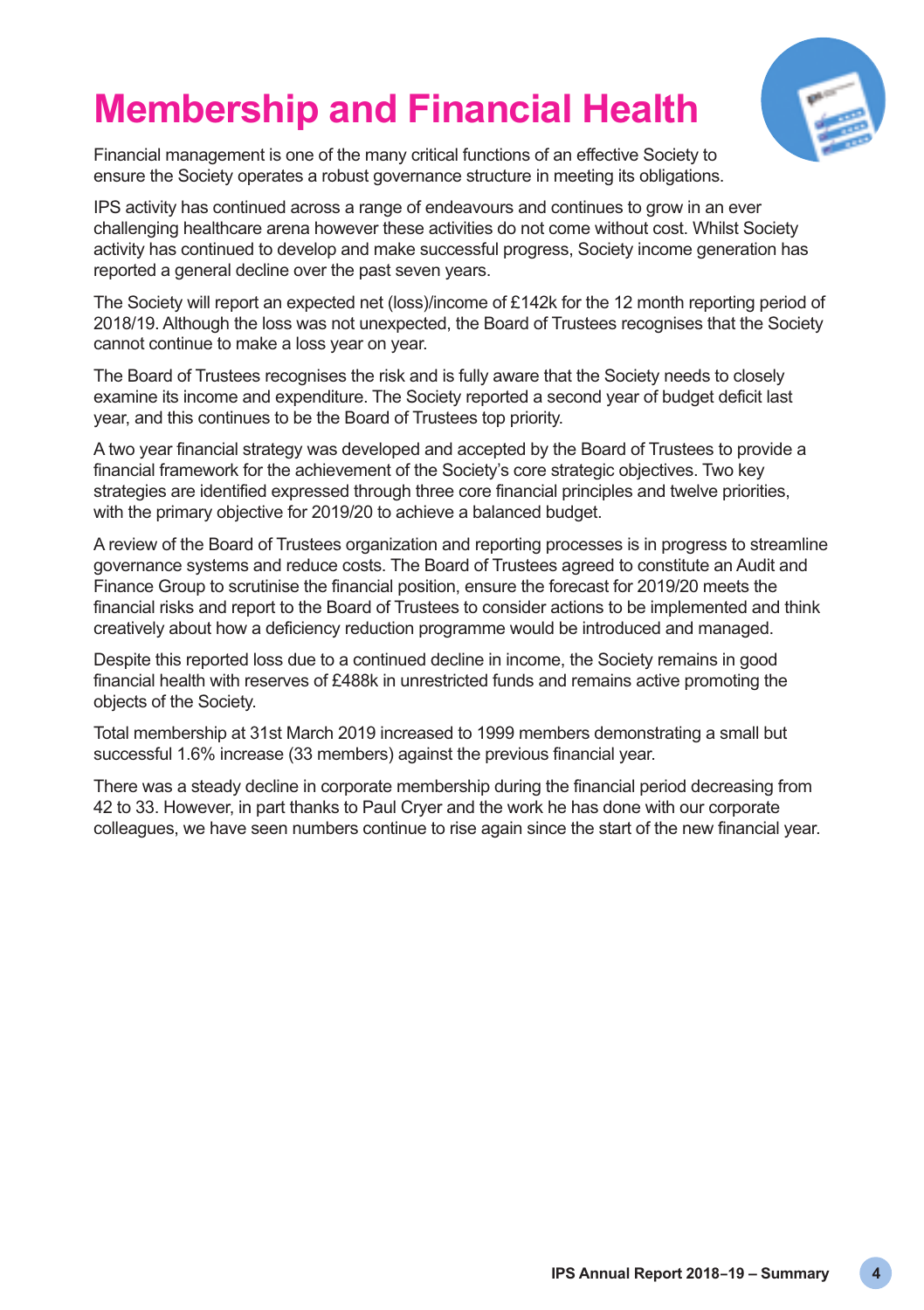# Membership and Financial Health

Financial management is one of the many critical functions of an effective Society to ensure the Society operates a robust governance structure in meeting its obligations.

IPS activity has continued across a range of endeavours and continues to grow in an ever challenging healthcare arena however these activities do not come without cost. Whilst Society activity has continued to develop and make successful progress, Society income generation has reported a general decline over the past seven years.

The Society will report an expected net (loss)/income of £142k for the 12 month reporting period of 2018/19. Although the loss was not unexpected, the Board of Trustees recognises that the Society cannot continue to make a loss year on year.

The Board of Trustees recognises the risk and is fully aware that the Society needs to closely examine its income and expenditure. The Society reported a second year of budget deficit last year, and this continues to be the Board of Trustees top priority.

A two year financial strategy was developed and accepted by the Board of Trustees to provide a financial framework for the achievement of the Society's core strategic objectives. Two key strategies are identified expressed through three core financial principles and twelve priorities, with the primary objective for 2019/20 to achieve a balanced budget.

A review of the Board of Trustees organization and reporting processes is in progress to streamline governance systems and reduce costs. The Board of Trustees agreed to constitute an Audit and Finance Group to scrutinise the financial position, ensure the forecast for 2019/20 meets the financial risks and report to the Board of Trustees to consider actions to be implemented and think creatively about how a deficiency reduction programme would be introduced and managed.

Despite this reported loss due to a continued decline in income, the Society remains in good financial health with reserves of £488k in unrestricted funds and remains active promoting the objects of the Society.

Total membership at 31st March 2019 increased to 1999 members demonstrating a small but successful 1.6% increase (33 members) against the previous financial year.

There was a steady decline in corporate membership during the financial period decreasing from 42 to 33. However, in part thanks to Paul Cryer and the work he has done with our corporate colleagues, we have seen numbers continue to rise again since the start of the new financial year.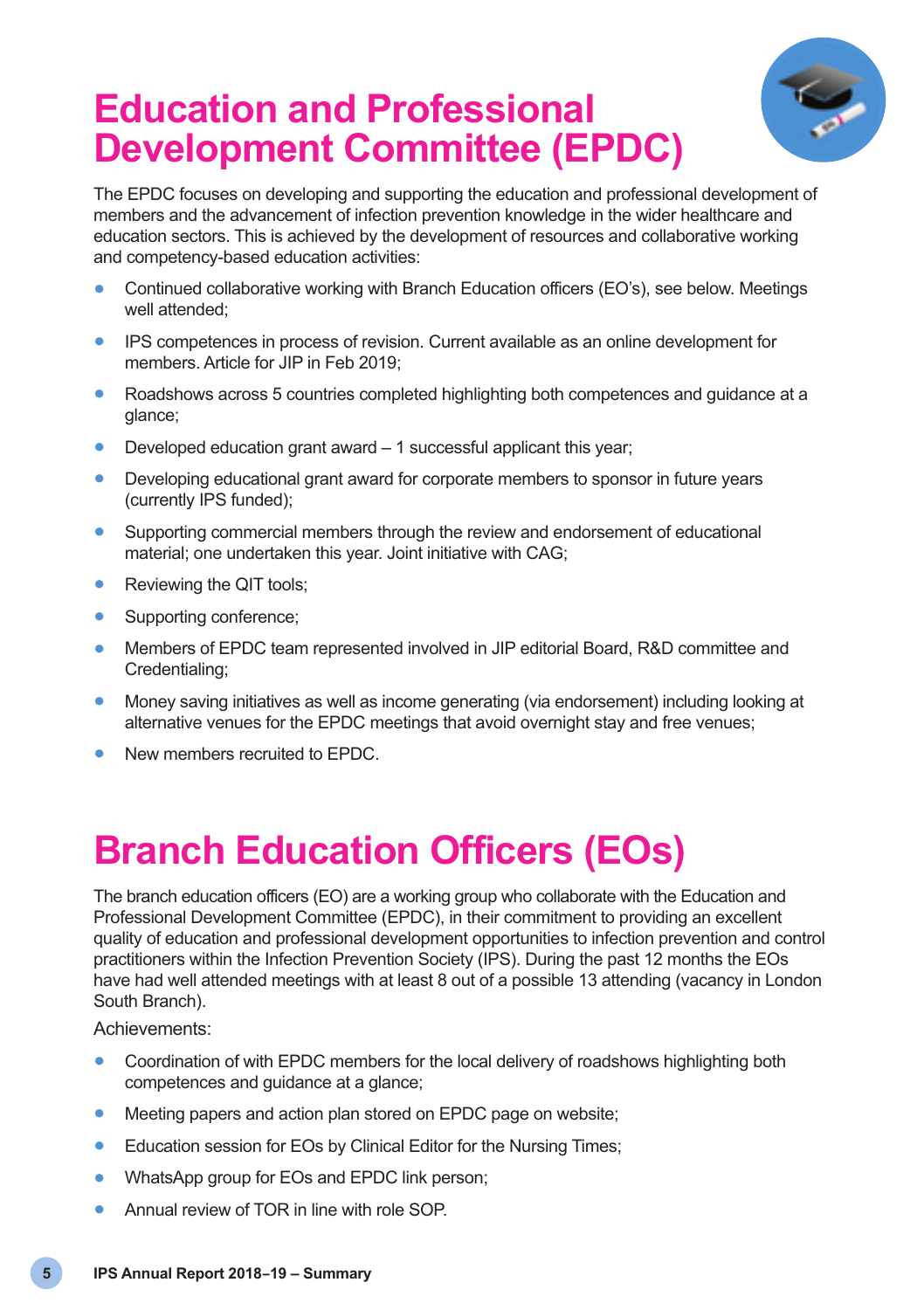# Education and Professional Development Committee (EPDC)

The EPDC focuses on developing and supporting the education and professional development of members and the advancement of infection prevention knowledge in the wider healthcare and education sectors. This is achieved by the development of resources and collaborative working and competency-based education activities:

- Continued collaborative working with Branch Education officers (EO's), see below. Meetings well attended;
- IPS competences in process of revision. Current available as an online development for members. Article for JIP in Feb 2019;
- Roadshows across 5 countries completed highlighting both competences and guidance at a glance;
- Developed education grant award – 1 successful applicant this year;
- Developing educational grant award for corporate members to sponsor in future years (currently IPS funded);
- Supporting commercial members through the review and endorsement of educational material; one undertaken this year. Joint initiative with CAG;
- Reviewing the QIT tools;
- Supporting conference;
- Members of EPDC team represented involved in JIP editorial Board, R&D committee and Credentialing;
- Money saving initiatives as well as income generating (via endorsement) including looking at alternative venues for the EPDC meetings that avoid overnight stay and free venues;
- New members recruited to EPDC.

# Branch Education Officers (EOs)

The branch education officers (EO) are a working group who collaborate with the Education and Professional Development Committee (EPDC), in their commitment to providing an excellent quality of education and professional development opportunities to infection prevention and control practitioners within the Infection Prevention Society (IPS). During the past 12 months the EOs have had well attended meetings with at least 8 out of a possible 13 attending (vacancy in London South Branch).

Achievements:

- Coordination of with EPDC members for the local delivery of roadshows highlighting both competences and guidance at a glance;
- Meeting papers and action plan stored on EPDC page on website;
- Education session for EOs by Clinical Editor for the Nursing Times;
- WhatsApp group for EOs and EPDC link person;
- Annual review of TOR in line with role SOP.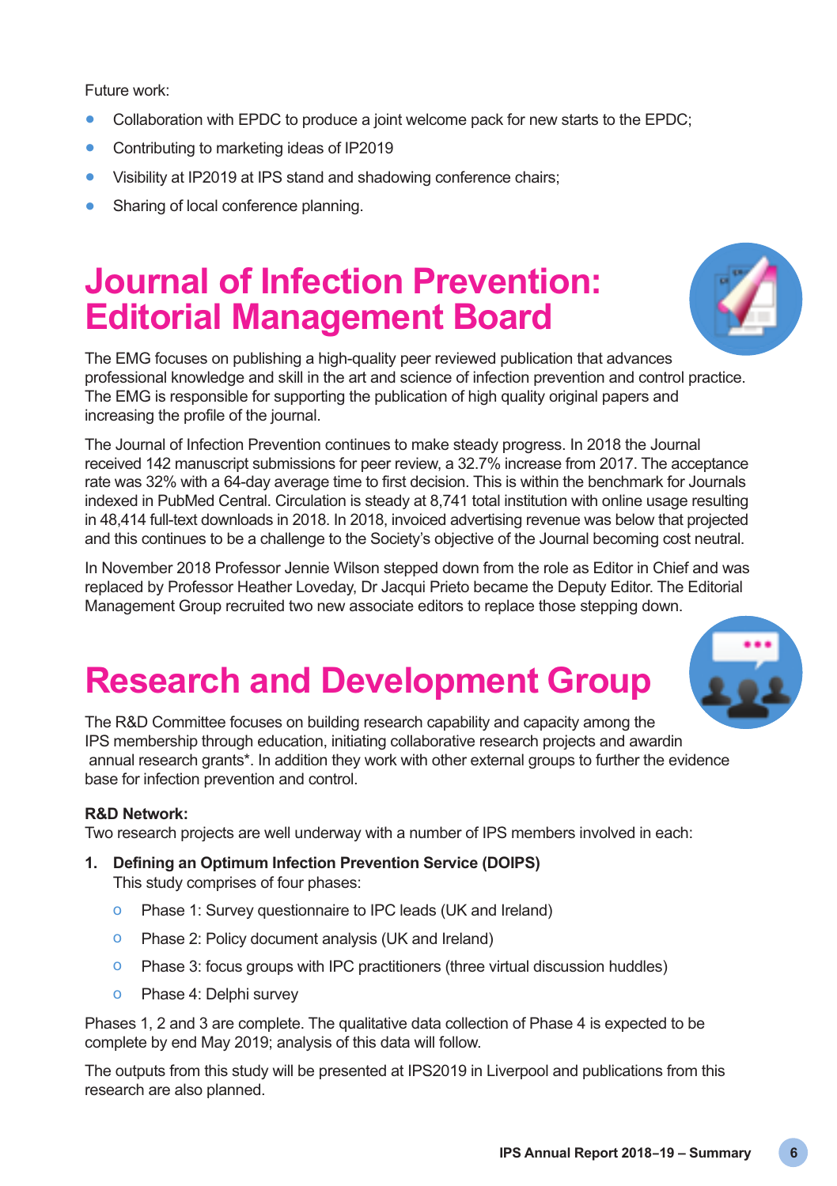Future work:

- Collaboration with EPDC to produce a joint welcome pack for new starts to the EPDC;
- Contributing to marketing ideas of IP2019
- Visibility at IP2019 at IPS stand and shadowing conference chairs;
- Sharing of local conference planning.

# Journal of Infection Prevention: Editorial Management Board

The EMG focuses on publishing a high-quality peer reviewed publication that advances professional knowledge and skill in the art and science of infection prevention and control practice. The EMG is responsible for supporting the publication of high quality original papers and increasing the profile of the journal.

The Journal of Infection Prevention continues to make steady progress. In 2018 the Journal received 142 manuscript submissions for peer review, a 32.7% increase from 2017. The acceptance rate was 32% with a 64-day average time to first decision. This is within the benchmark for Journals indexed in PubMed Central. Circulation is steady at 8,741 total institution with online usage resulting in 48,414 full-text downloads in 2018. In 2018, invoiced advertising revenue was below that projected and this continues to be a challenge to the Society's objective of the Journal becoming cost neutral.

In November 2018 Professor Jennie Wilson stepped down from the role as Editor in Chief and was replaced by Professor Heather Loveday, Dr Jacqui Prieto became the Deputy Editor. The Editorial Management Group recruited two new associate editors to replace those stepping down.

# Research and Development Group

The R&D Committee focuses on building research capability and capacity among the IPS membership through education, initiating collaborative research projects and awardin annual research grants*. In addition they work with other external groups to further the evidence base for infection prevention and control.

**R&D Network:**
Two research projects are well underway with a number of IPS members involved in each:

1. **Defining an Optimum Infection Prevention Service (DOIPS)**
   This study comprises of four phases:
   - Phase 1: Survey questionnaire to IPC leads (UK and Ireland)
   - Phase 2: Policy document analysis (UK and Ireland)
   - Phase 3: focus groups with IPC practitioners (three virtual discussion huddles)
   - Phase 4: Delphi survey

Phases 1, 2 and 3 are complete. The qualitative data collection of Phase 4 is expected to be complete by end May 2019; analysis of this data will follow.

The outputs from this study will be presented at IPS2019 in Liverpool and publications from this research are also planned.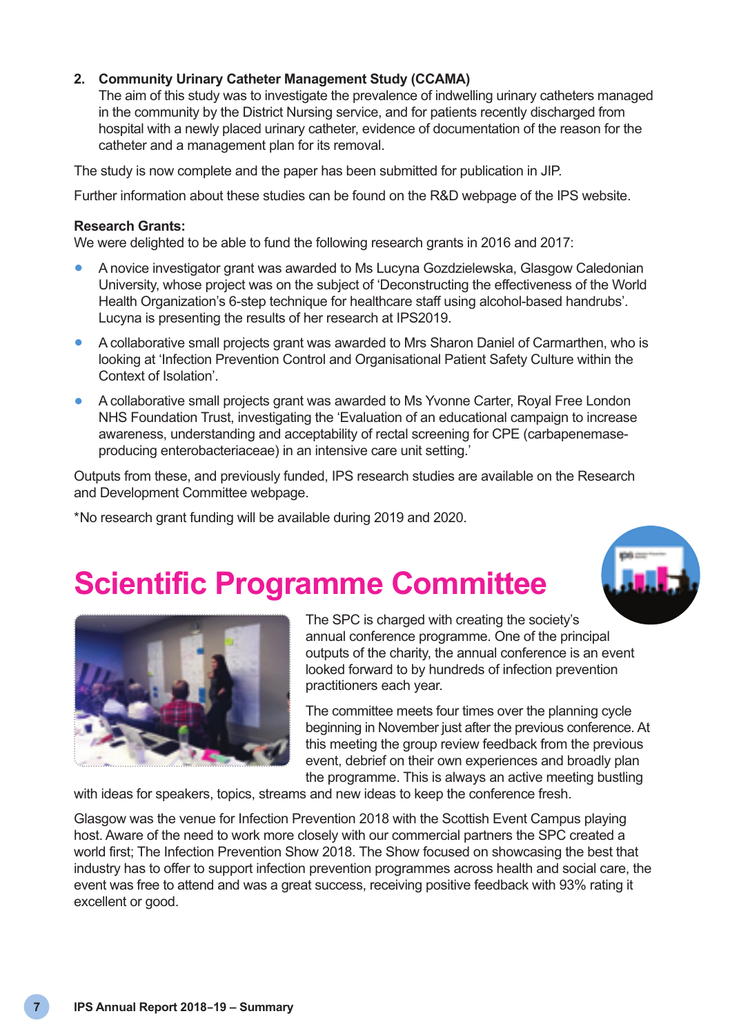2. **Community Urinary Catheter Management Study (CCAMA)**
   The aim of this study was to investigate the prevalence of indwelling urinary catheters managed in the community by the District Nursing service, and for patients recently discharged from hospital with a newly placed urinary catheter, evidence of documentation of the reason for the catheter and a management plan for its removal.

The study is now complete and the paper has been submitted for publication in JIP.

Further information about these studies can be found on the R&D webpage of the IPS website.

**Research Grants:**
We were delighted to be able to fund the following research grants in 2016 and 2017:

- A novice investigator grant was awarded to Ms Lucyna Gozdzielewska, Glasgow Caledonian University, whose project was on the subject of 'Deconstructing the effectiveness of the World Health Organization's 6-step technique for healthcare staff using alcohol-based handrubs'. Lucyna is presenting the results of her research at IPS2019.
- A collaborative small projects grant was awarded to Mrs Sharon Daniel of Carmarthen, who is looking at 'Infection Prevention Control and Organisational Patient Safety Culture within the Context of Isolation'.
- A collaborative small projects grant was awarded to Ms Yvonne Carter, Royal Free London NHS Foundation Trust, investigating the 'Evaluation of an educational campaign to increase awareness, understanding and acceptability of rectal screening for CPE (carbapenemase-producing enterobacteriaceae) in an intensive care unit setting.'

Outputs from these, and previously funded, IPS research studies are available on the Research and Development Committee webpage.

*No research grant funding will be available during 2019 and 2020.

# Scientific Programme Committee

The SPC is charged with creating the society's annual conference programme. One of the principal outputs of the charity, the annual conference is an event looked forward to by hundreds of infection prevention practitioners each year.

The committee meets four times over the planning cycle beginning in November just after the previous conference. At this meeting the group review feedback from the previous event, debrief on their own experiences and broadly plan the programme. This is always an active meeting bustling with ideas for speakers, topics, streams and new ideas to keep the conference fresh.

Glasgow was the venue for Infection Prevention 2018 with the Scottish Event Campus playing host. Aware of the need to work more closely with our commercial partners the SPC created a world first; The Infection Prevention Show 2018. The Show focused on showcasing the best that industry has to offer to support infection prevention programmes across health and social care, the event was free to attend and was a great success, receiving positive feedback with 93% rating it excellent or good.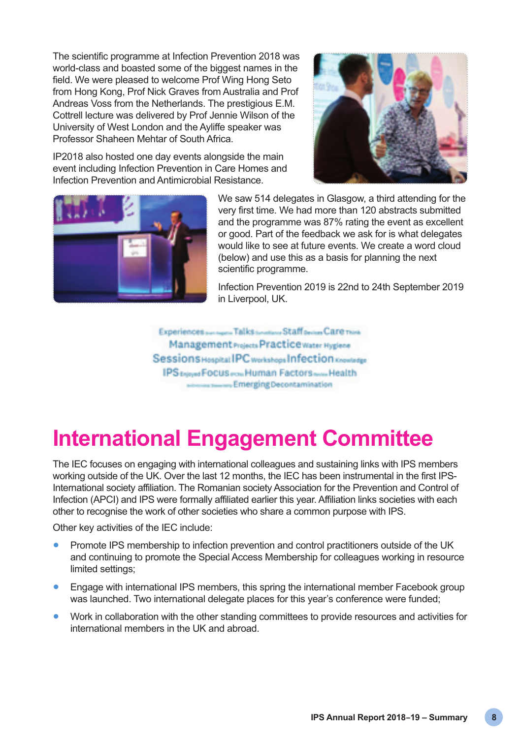The scientific programme at Infection Prevention 2018 was world-class and boasted some of the biggest names in the field. We were pleased to welcome Prof Wing Hong Seto from Hong Kong, Prof Nick Graves from Australia and Prof Andreas Voss from the Netherlands. The prestigious E.M. Cottrell lecture was delivered by Prof Jennie Wilson of the University of West London and the Ayliffe speaker was Professor Shaheen Mehtar of South Africa.

IP2018 also hosted one day events alongside the main event including Infection Prevention in Care Homes and Infection Prevention and Antimicrobial Resistance.

We saw 514 delegates in Glasgow, a third attending for the very first time. We had more than 120 abstracts submitted and the programme was 87% rating the event as excellent or good. Part of the feedback we ask for is what delegates would like to see at future events. We create a word cloud (below) and use this as a basis for planning the next scientific programme.

Infection Prevention 2019 is 22nd to 24th September 2019 in Liverpool, UK.

# International Engagement Committee

The IEC focuses on engaging with international colleagues and sustaining links with IPS members working outside of the UK. Over the last 12 months, the IEC has been instrumental in the first IPS-International society affiliation. The Romanian society Association for the Prevention and Control of Infection (APCI) and IPS were formally affiliated earlier this year. Affiliation links societies with each other to recognise the work of other societies who share a common purpose with IPS.

Other key activities of the IEC include:

- Promote IPS membership to infection prevention and control practitioners outside of the UK and continuing to promote the Special Access Membership for colleagues working in resource limited settings;
- Engage with international IPS members, this spring the international member Facebook group was launched. Two international delegate places for this year's conference were funded;
- Work in collaboration with the other standing committees to provide resources and activities for international members in the UK and abroad.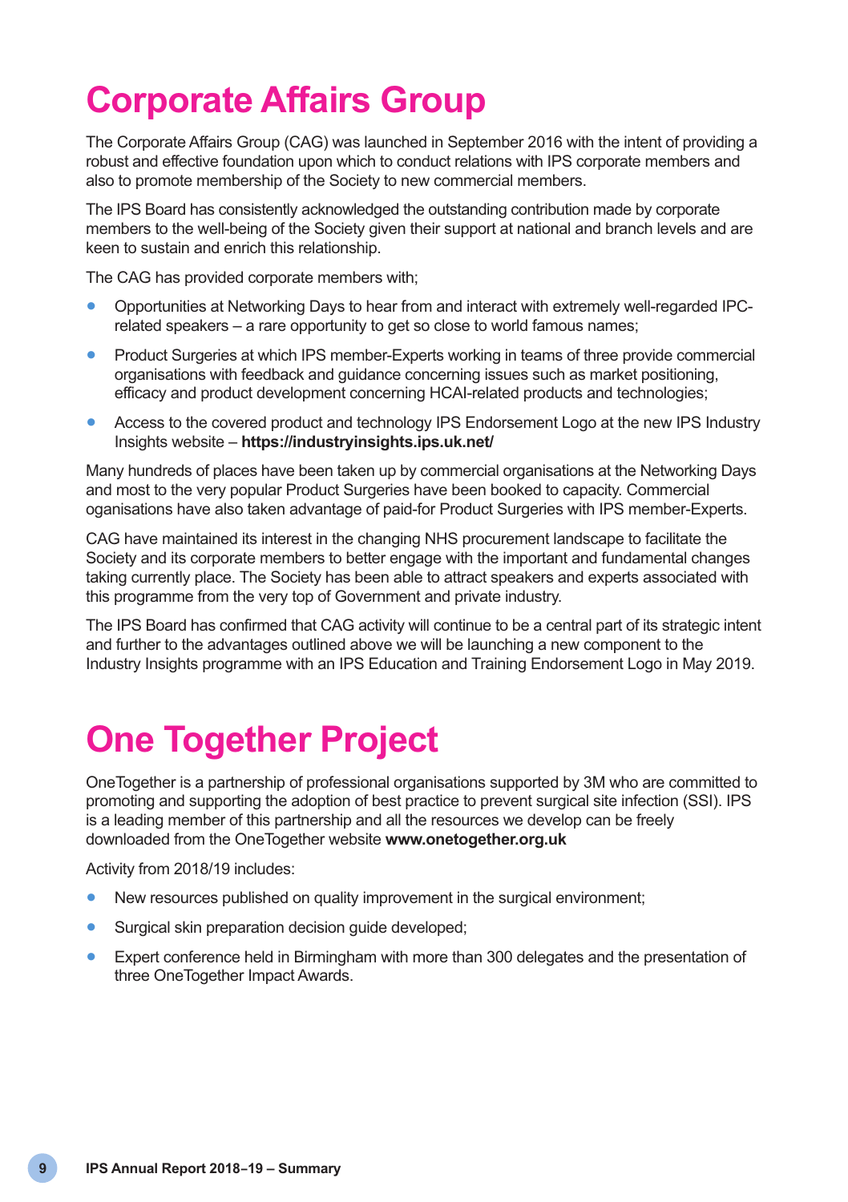# Corporate Affairs Group

The Corporate Affairs Group (CAG) was launched in September 2016 with the intent of providing a robust and effective foundation upon which to conduct relations with IPS corporate members and also to promote membership of the Society to new commercial members.

The IPS Board has consistently acknowledged the outstanding contribution made by corporate members to the well-being of the Society given their support at national and branch levels and are keen to sustain and enrich this relationship.

The CAG has provided corporate members with;

- Opportunities at Networking Days to hear from and interact with extremely well-regarded IPC-related speakers – a rare opportunity to get so close to world famous names;
- Product Surgeries at which IPS member-Experts working in teams of three provide commercial organisations with feedback and guidance concerning issues such as market positioning, efficacy and product development concerning HCAI-related products and technologies;
- Access to the covered product and technology IPS Endorsement Logo at the new IPS Industry Insights website – **https://industryinsights.ips.uk.net/**

Many hundreds of places have been taken up by commercial organisations at the Networking Days and most to the very popular Product Surgeries have been booked to capacity. Commercial oganisations have also taken advantage of paid-for Product Surgeries with IPS member-Experts.

CAG have maintained its interest in the changing NHS procurement landscape to facilitate the Society and its corporate members to better engage with the important and fundamental changes taking currently place. The Society has been able to attract speakers and experts associated with this programme from the very top of Government and private industry.

The IPS Board has confirmed that CAG activity will continue to be a central part of its strategic intent and further to the advantages outlined above we will be launching a new component to the Industry Insights programme with an IPS Education and Training Endorsement Logo in May 2019.

# One Together Project

OneTogether is a partnership of professional organisations supported by 3M who are committed to promoting and supporting the adoption of best practice to prevent surgical site infection (SSI). IPS is a leading member of this partnership and all the resources we develop can be freely downloaded from the OneTogether website **www.onetogether.org.uk**

Activity from 2018/19 includes:

- New resources published on quality improvement in the surgical environment;
- Surgical skin preparation decision guide developed;
- Expert conference held in Birmingham with more than 300 delegates and the presentation of three OneTogether Impact Awards.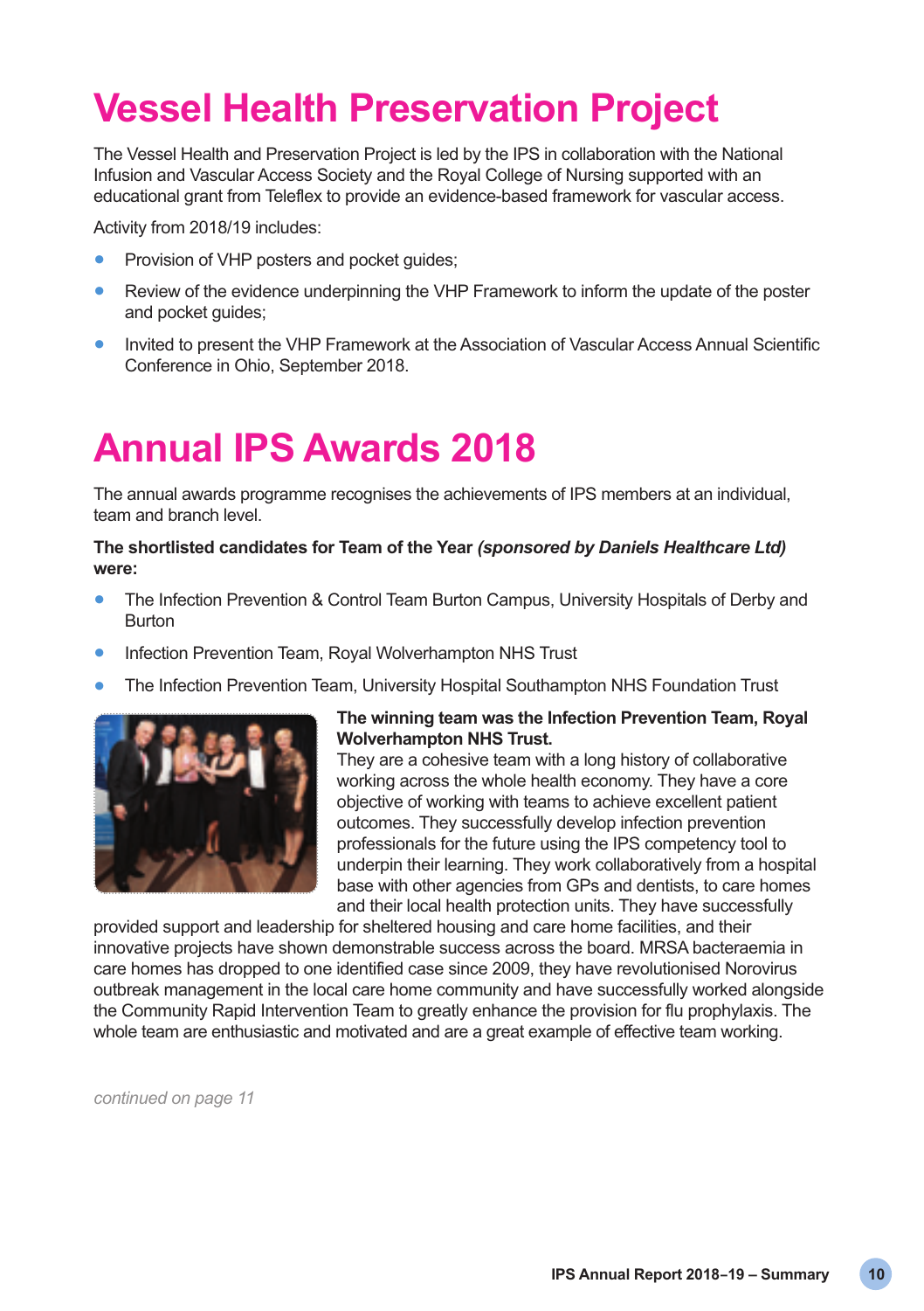# Vessel Health Preservation Project

The Vessel Health and Preservation Project is led by the IPS in collaboration with the National Infusion and Vascular Access Society and the Royal College of Nursing supported with an educational grant from Teleflex to provide an evidence-based framework for vascular access.

Activity from 2018/19 includes:

- Provision of VHP posters and pocket guides;
- Review of the evidence underpinning the VHP Framework to inform the update of the poster and pocket guides;
- Invited to present the VHP Framework at the Association of Vascular Access Annual Scientific Conference in Ohio, September 2018.

# Annual IPS Awards 2018

The annual awards programme recognises the achievements of IPS members at an individual, team and branch level.

**The shortlisted candidates for Team of the Year *(sponsored by Daniels Healthcare Ltd)* were:**

- The Infection Prevention & Control Team Burton Campus, University Hospitals of Derby and Burton
- Infection Prevention Team, Royal Wolverhampton NHS Trust
- The Infection Prevention Team, University Hospital Southampton NHS Foundation Trust

**The winning team was the Infection Prevention Team, Royal Wolverhampton NHS Trust.**

They are a cohesive team with a long history of collaborative working across the whole health economy. They have a core objective of working with teams to achieve excellent patient outcomes. They successfully develop infection prevention professionals for the future using the IPS competency tool to underpin their learning. They work collaboratively from a hospital base with other agencies from GPs and dentists, to care homes and their local health protection units. They have successfully provided support and leadership for sheltered housing and care home facilities, and their innovative projects have shown demonstrable success across the board. MRSA bacteraemia in care homes has dropped to one identified case since 2009, they have revolutionised Norovirus outbreak management in the local care home community and have successfully worked alongside the Community Rapid Intervention Team to greatly enhance the provision for flu prophylaxis. The whole team are enthusiastic and motivated and are a great example of effective team working.

*continued on page 11*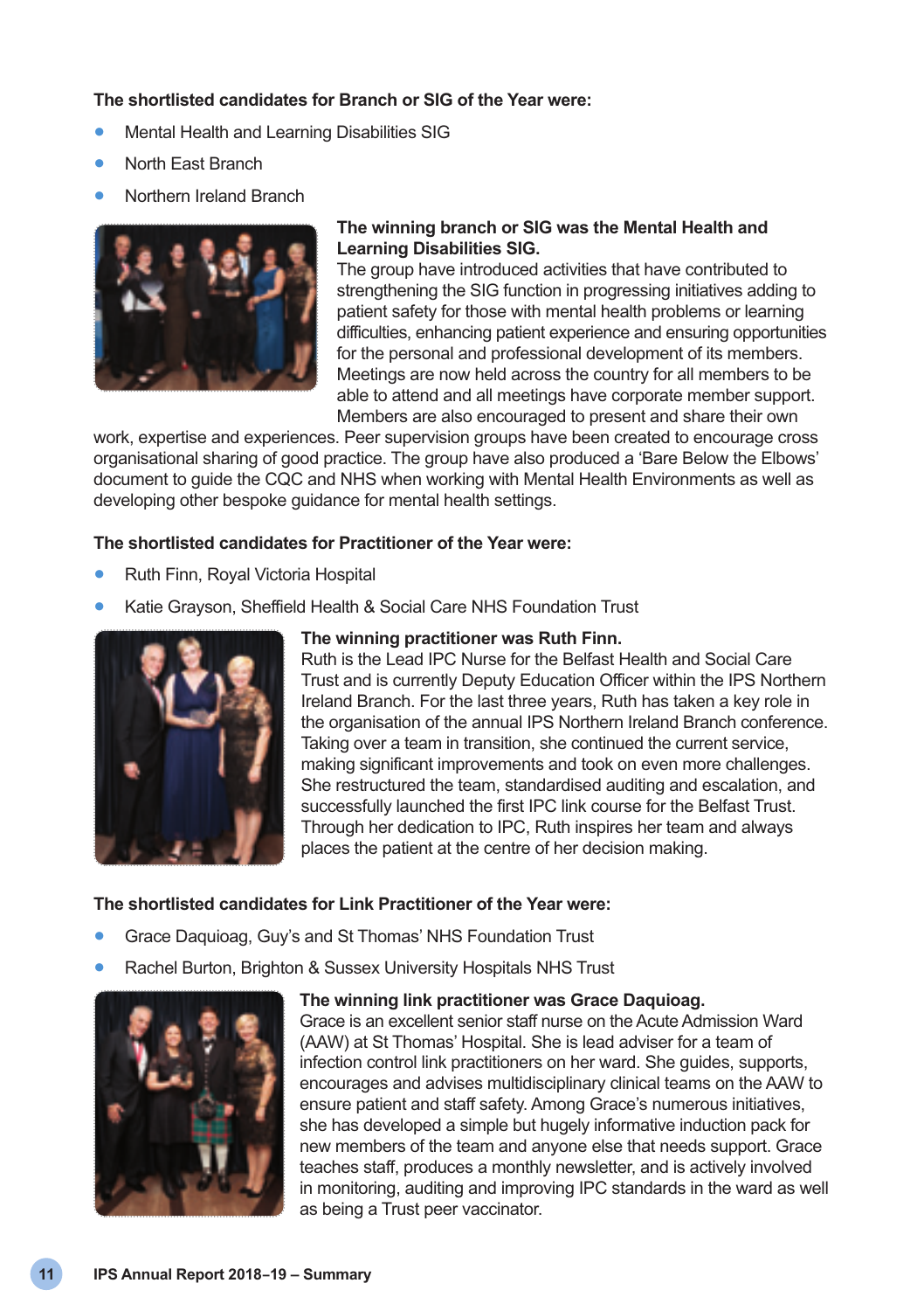**The shortlisted candidates for Branch or SIG of the Year were:**

- Mental Health and Learning Disabilities SIG
- North East Branch
- Northern Ireland Branch

**The winning branch or SIG was the Mental Health and Learning Disabilities SIG.**
The group have introduced activities that have contributed to strengthening the SIG function in progressing initiatives adding to patient safety for those with mental health problems or learning difficulties, enhancing patient experience and ensuring opportunities for the personal and professional development of its members. Meetings are now held across the country for all members to be able to attend and all meetings have corporate member support. Members are also encouraged to present and share their own work, expertise and experiences. Peer supervision groups have been created to encourage cross organisational sharing of good practice. The group have also produced a 'Bare Below the Elbows' document to guide the CQC and NHS when working with Mental Health Environments as well as developing other bespoke guidance for mental health settings.

**The shortlisted candidates for Practitioner of the Year were:**

- Ruth Finn, Royal Victoria Hospital
- Katie Grayson, Sheffield Health & Social Care NHS Foundation Trust

**The winning practitioner was Ruth Finn.**
Ruth is the Lead IPC Nurse for the Belfast Health and Social Care Trust and is currently Deputy Education Officer within the IPS Northern Ireland Branch. For the last three years, Ruth has taken a key role in the organisation of the annual IPS Northern Ireland Branch conference. Taking over a team in transition, she continued the current service, making significant improvements and took on even more challenges. She restructured the team, standardised auditing and escalation, and successfully launched the first IPC link course for the Belfast Trust. Through her dedication to IPC, Ruth inspires her team and always places the patient at the centre of her decision making.

**The shortlisted candidates for Link Practitioner of the Year were:**

- Grace Daquioag, Guy's and St Thomas' NHS Foundation Trust
- Rachel Burton, Brighton & Sussex University Hospitals NHS Trust

**The winning link practitioner was Grace Daquioag.**
Grace is an excellent senior staff nurse on the Acute Admission Ward (AAW) at St Thomas' Hospital. She is lead adviser for a team of infection control link practitioners on her ward. She guides, supports, encourages and advises multidisciplinary clinical teams on the AAW to ensure patient and staff safety. Among Grace's numerous initiatives, she has developed a simple but hugely informative induction pack for new members of the team and anyone else that needs support. Grace teaches staff, produces a monthly newsletter, and is actively involved in monitoring, auditing and improving IPC standards in the ward as well as being a Trust peer vaccinator.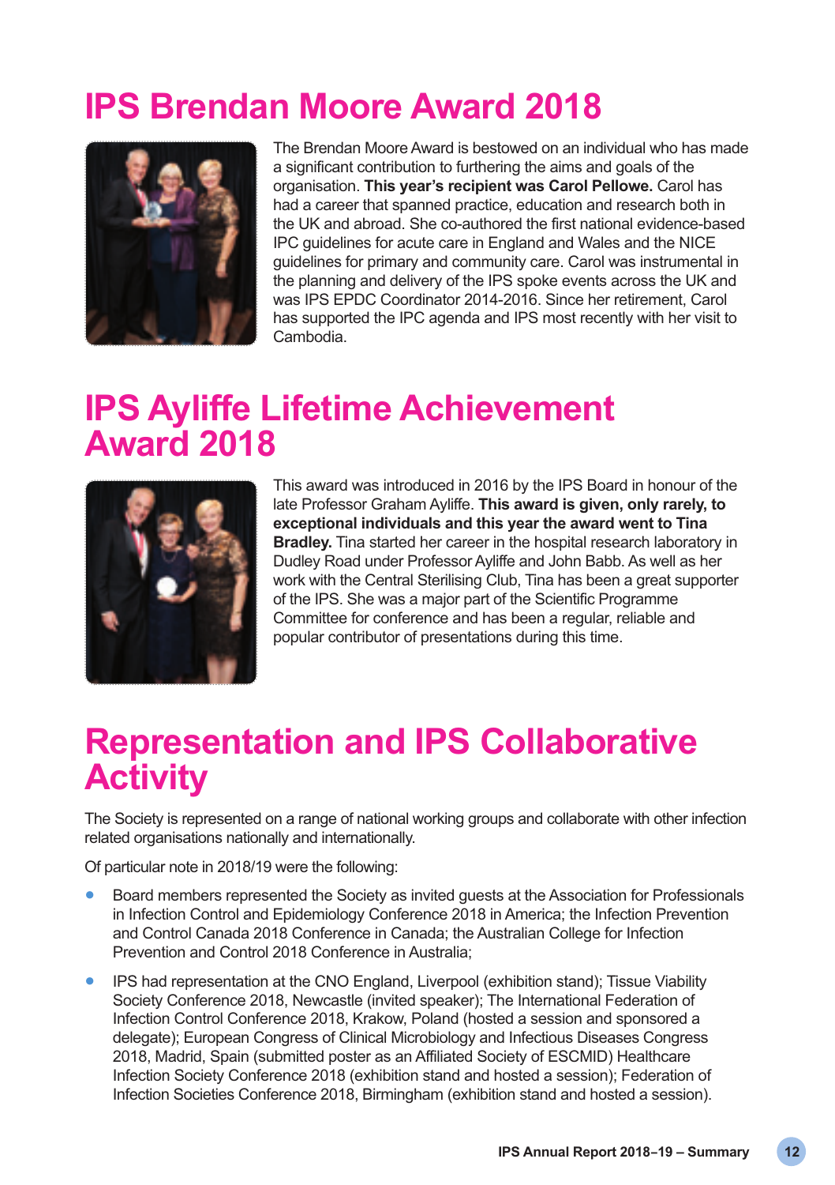# IPS Brendan Moore Award 2018

The Brendan Moore Award is bestowed on an individual who has made a significant contribution to furthering the aims and goals of the organisation. **This year's recipient was Carol Pellowe.** Carol has had a career that spanned practice, education and research both in the UK and abroad. She co-authored the first national evidence-based IPC guidelines for acute care in England and Wales and the NICE guidelines for primary and community care. Carol was instrumental in the planning and delivery of the IPS spoke events across the UK and was IPS EPDC Coordinator 2014-2016. Since her retirement, Carol has supported the IPC agenda and IPS most recently with her visit to Cambodia.

# IPS Ayliffe Lifetime Achievement Award 2018

This award was introduced in 2016 by the IPS Board in honour of the late Professor Graham Ayliffe. **This award is given, only rarely, to exceptional individuals and this year the award went to Tina Bradley.** Tina started her career in the hospital research laboratory in Dudley Road under Professor Ayliffe and John Babb. As well as her work with the Central Sterilising Club, Tina has been a great supporter of the IPS. She was a major part of the Scientific Programme Committee for conference and has been a regular, reliable and popular contributor of presentations during this time.

# Representation and IPS Collaborative Activity

The Society is represented on a range of national working groups and collaborate with other infection related organisations nationally and internationally.

Of particular note in 2018/19 were the following:

- Board members represented the Society as invited guests at the Association for Professionals in Infection Control and Epidemiology Conference 2018 in America; the Infection Prevention and Control Canada 2018 Conference in Canada; the Australian College for Infection Prevention and Control 2018 Conference in Australia;
- IPS had representation at the CNO England, Liverpool (exhibition stand); Tissue Viability Society Conference 2018, Newcastle (invited speaker); The International Federation of Infection Control Conference 2018, Krakow, Poland (hosted a session and sponsored a delegate); European Congress of Clinical Microbiology and Infectious Diseases Congress 2018, Madrid, Spain (submitted poster as an Affiliated Society of ESCMID) Healthcare Infection Society Conference 2018 (exhibition stand and hosted a session); Federation of Infection Societies Conference 2018, Birmingham (exhibition stand and hosted a session).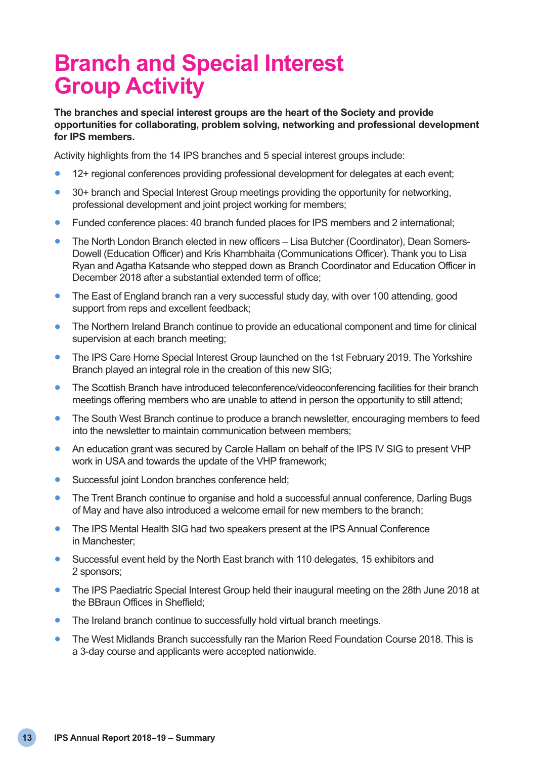# Branch and Special Interest Group Activity

**The branches and special interest groups are the heart of the Society and provide opportunities for collaborating, problem solving, networking and professional development for IPS members.**

Activity highlights from the 14 IPS branches and 5 special interest groups include:

- 12+ regional conferences providing professional development for delegates at each event;
- 30+ branch and Special Interest Group meetings providing the opportunity for networking, professional development and joint project working for members;
- Funded conference places: 40 branch funded places for IPS members and 2 international;
- The North London Branch elected in new officers – Lisa Butcher (Coordinator), Dean Somers-Dowell (Education Officer) and Kris Khambhaita (Communications Officer). Thank you to Lisa Ryan and Agatha Katsande who stepped down as Branch Coordinator and Education Officer in December 2018 after a substantial extended term of office;
- The East of England branch ran a very successful study day, with over 100 attending, good support from reps and excellent feedback;
- The Northern Ireland Branch continue to provide an educational component and time for clinical supervision at each branch meeting;
- The IPS Care Home Special Interest Group launched on the 1st February 2019. The Yorkshire Branch played an integral role in the creation of this new SIG;
- The Scottish Branch have introduced teleconference/videoconferencing facilities for their branch meetings offering members who are unable to attend in person the opportunity to still attend;
- The South West Branch continue to produce a branch newsletter, encouraging members to feed into the newsletter to maintain communication between members;
- An education grant was secured by Carole Hallam on behalf of the IPS IV SIG to present VHP work in USA and towards the update of the VHP framework;
- Successful joint London branches conference held;
- The Trent Branch continue to organise and hold a successful annual conference, Darling Bugs of May and have also introduced a welcome email for new members to the branch;
- The IPS Mental Health SIG had two speakers present at the IPS Annual Conference in Manchester;
- Successful event held by the North East branch with 110 delegates, 15 exhibitors and 2 sponsors;
- The IPS Paediatric Special Interest Group held their inaugural meeting on the 28th June 2018 at the BBraun Offices in Sheffield;
- The Ireland branch continue to successfully hold virtual branch meetings.
- The West Midlands Branch successfully ran the Marion Reed Foundation Course 2018. This is a 3-day course and applicants were accepted nationwide.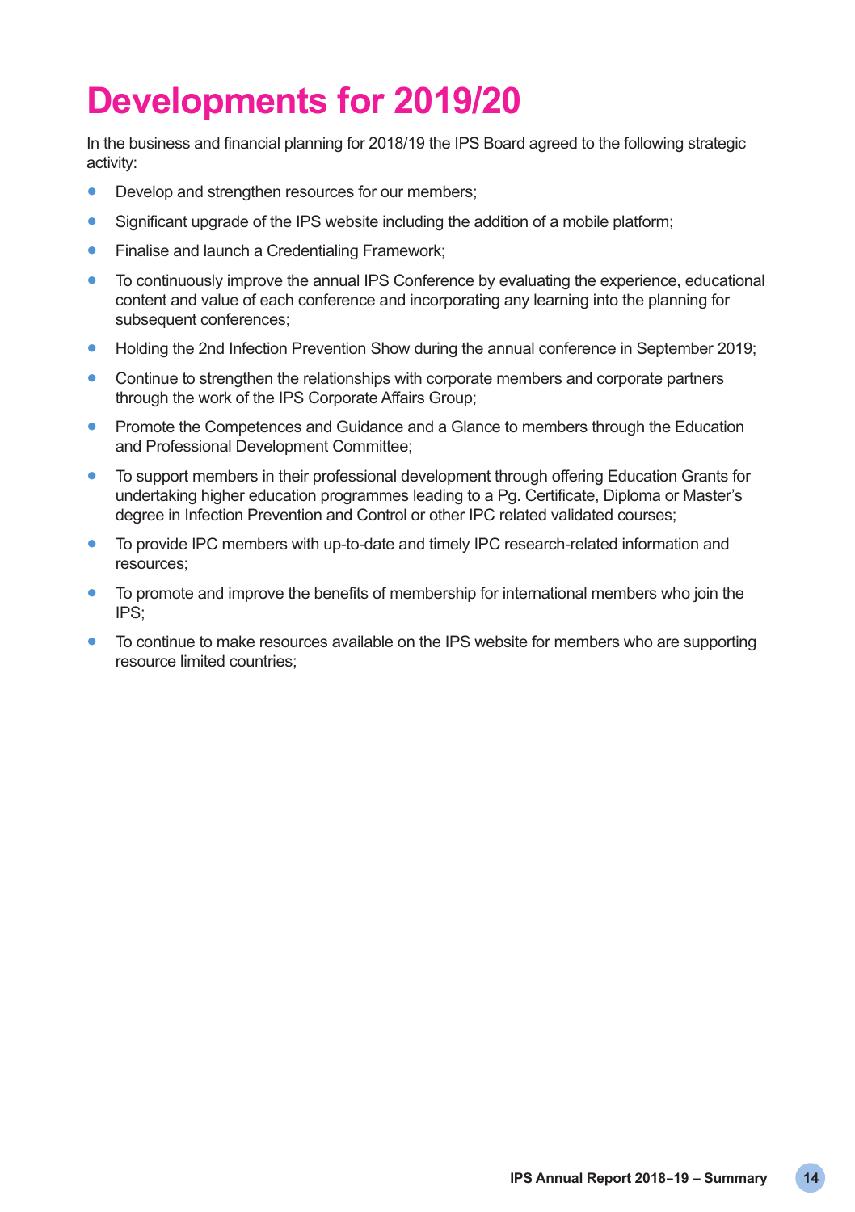# Developments for 2019/20

In the business and financial planning for 2018/19 the IPS Board agreed to the following strategic activity:

- Develop and strengthen resources for our members;
- Significant upgrade of the IPS website including the addition of a mobile platform;
- Finalise and launch a Credentialing Framework;
- To continuously improve the annual IPS Conference by evaluating the experience, educational content and value of each conference and incorporating any learning into the planning for subsequent conferences;
- Holding the 2nd Infection Prevention Show during the annual conference in September 2019;
- Continue to strengthen the relationships with corporate members and corporate partners through the work of the IPS Corporate Affairs Group;
- Promote the Competences and Guidance and a Glance to members through the Education and Professional Development Committee;
- To support members in their professional development through offering Education Grants for undertaking higher education programmes leading to a Pg. Certificate, Diploma or Master's degree in Infection Prevention and Control or other IPC related validated courses;
- To provide IPC members with up-to-date and timely IPC research-related information and resources;
- To promote and improve the benefits of membership for international members who join the IPS;
- To continue to make resources available on the IPS website for members who are supporting resource limited countries;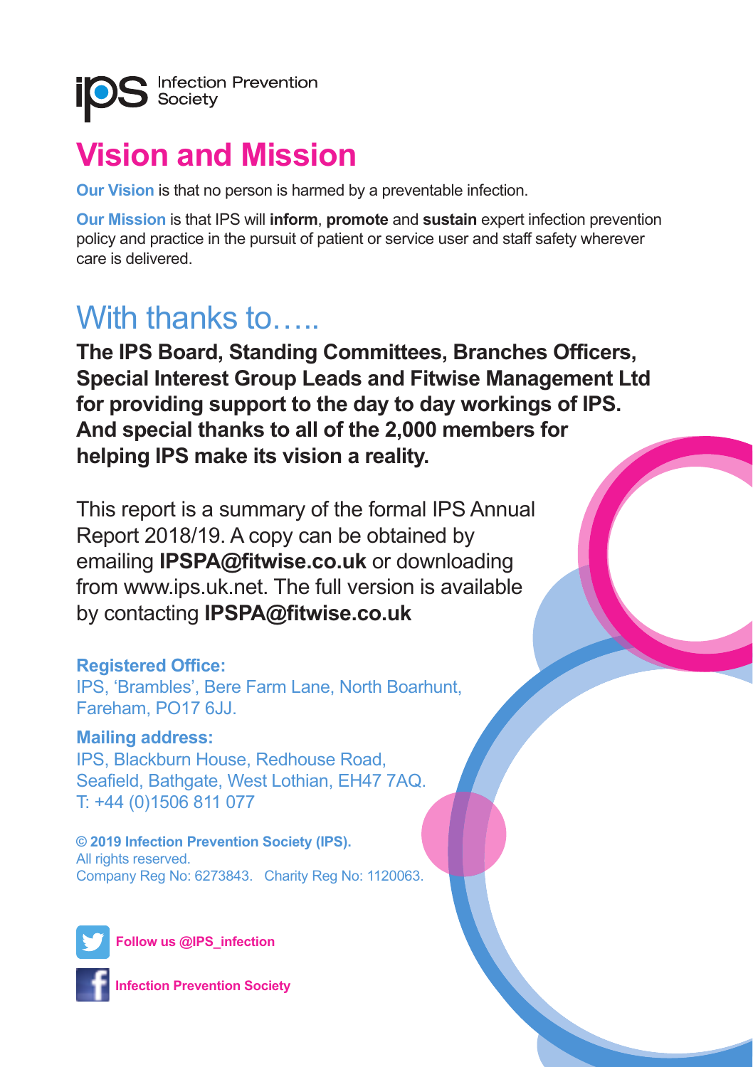**ips** Infection Prevention Society

# Vision and Mission

**Our Vision** is that no person is harmed by a preventable infection.

**Our Mission** is that IPS will **inform**, **promote** and **sustain** expert infection prevention policy and practice in the pursuit of patient or service user and staff safety wherever care is delivered.

## With thanks to…..

**The IPS Board, Standing Committees, Branches Officers, Special Interest Group Leads and Fitwise Management Ltd for providing support to the day to day workings of IPS. And special thanks to all of the 2,000 members for helping IPS make its vision a reality.**

This report is a summary of the formal IPS Annual Report 2018/19. A copy can be obtained by emailing **IPSPA@fitwise.co.uk** or downloading from www.ips.uk.net. The full version is available by contacting **IPSPA@fitwise.co.uk**

**Registered Office:**
IPS, 'Brambles', Bere Farm Lane, North Boarhunt, Fareham, PO17 6JJ.

**Mailing address:**
IPS, Blackburn House, Redhouse Road, Seafield, Bathgate, West Lothian, EH47 7AQ.
T: +44 (0)1506 811 077

**© 2019 Infection Prevention Society (IPS).**
All rights reserved.
Company Reg No: 6273843. Charity Reg No: 1120063.

**Follow us @IPS_infection**

**Infection Prevention Society**